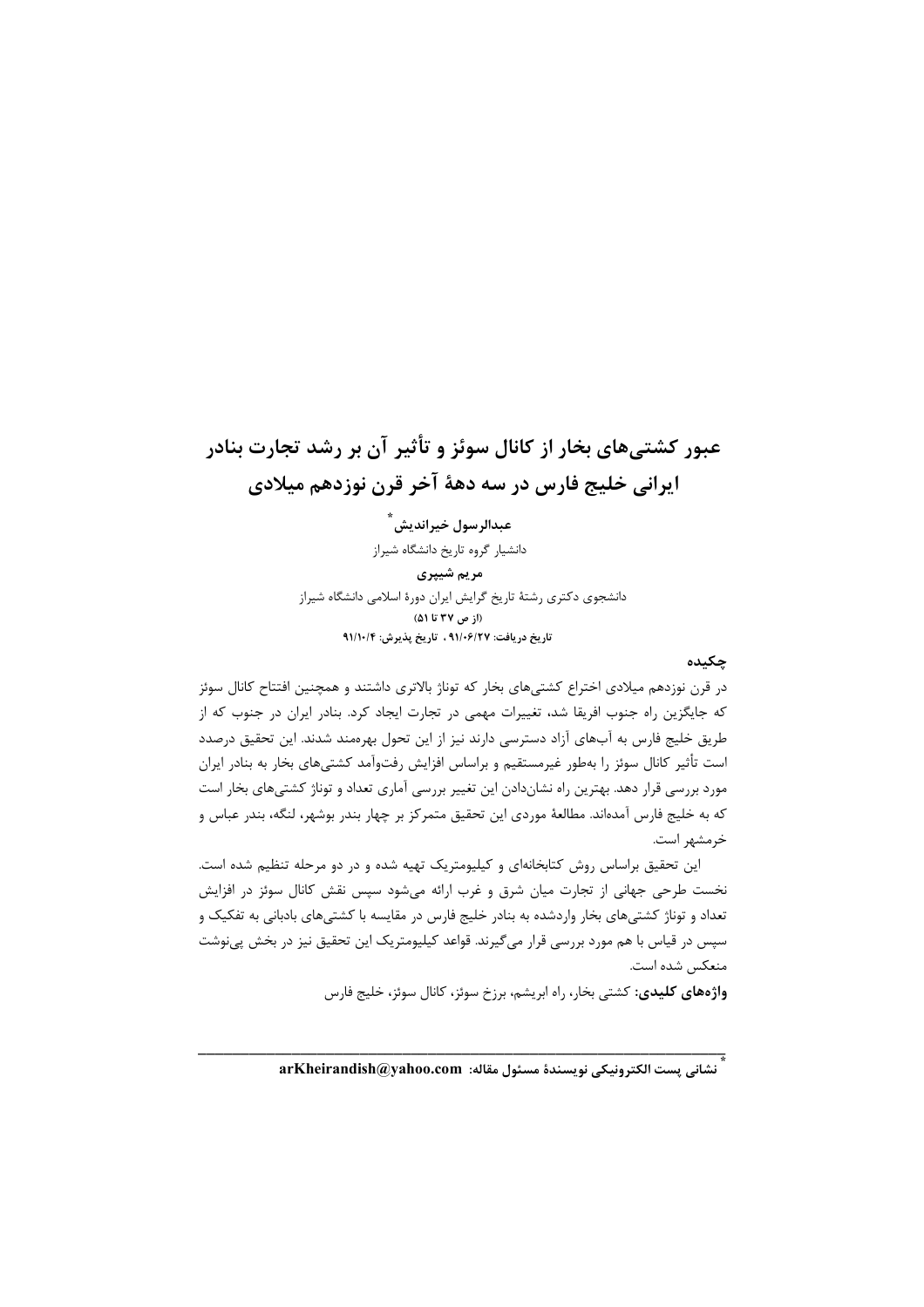# عبور کشتی‌های بخار از کانال سوئز و تأثیر آن بر رشد تجارت بنادر ایرانی خلیج فارس در سه دههٔ آخر قرن نوزدهم میلادی

**عبدالرسول خیراندیش**[*]

دانشیار گروه تاریخ دانشگاه شیراز

**مریم شیپری**

دانشجوی دکتری رشتهٔ تاریخ گرایش ایران دورهٔ اسلامی دانشگاه شیراز

**(از ص ۳۷ تا ۵۱)**

**تاریخ دریافت: ۹۱/۰۶/۲۷ ، تاریخ پذیرش: ۹۱/۱۰/۴**

## چکیده

در قرن نوزدهم میلادی اختراع کشتی‌های بخار که توناژ بالاتری داشتند و همچنین افتتاح کانال سوئز که جایگزین راه جنوب افریقا شد، تغییرات مهمی در تجارت ایجاد کرد. بنادر ایران در جنوب که از طریق خلیج فارس به آب‌های آزاد دسترسی دارند نیز از این تحول بهره‌مند شدند. این تحقیق درصدد است تأثیر کانال سوئز را به‌طور غیرمستقیم و براساس افزایش رفت‌وآمد کشتی‌های بخار به بنادر ایران مورد بررسی قرار دهد. بهترین راه نشان‌دادن این تغییر بررسی آماری تعداد و توناژ کشتی‌های بخار است که به خلیج فارس آمده‌اند. مطالعهٔ موردی این تحقیق متمرکز بر چهار بندر بوشهر، لنگه، بندر عباس و خرمشهر است.

این تحقیق براساس روش کتابخانه‌ای و کیلیومتریک تهیه شده و در دو مرحله تنظیم شده است. نخست طرحی جهانی از تجارت میان شرق و غرب ارائه می‌شود سپس نقش کانال سوئز در افزایش تعداد و توناژ کشتی‌های بخار واردشده به بنادر خلیج فارس در مقایسه با کشتی‌های بادبانی به تفکیک و سپس در قیاس با هم مورد بررسی قرار می‌گیرند. قواعد کیلیومتریک این تحقیق نیز در بخش پی‌نوشت منعکس شده است.

**واژه‌های کلیدی:** کشتی بخار، راه ابریشم، برزخ سوئز، کانال سوئز، خلیج فارس

---

[*] **نشانی پست الکترونیکی نویسندهٔ مسئول مقاله: arKheirandish@yahoo.com**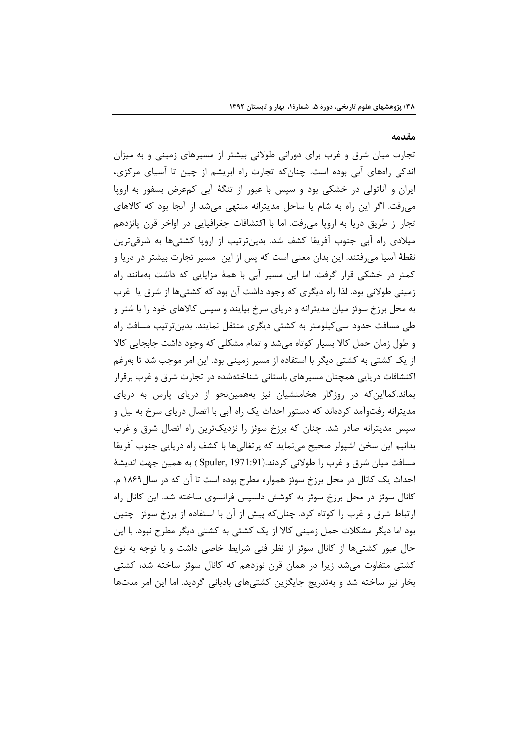## مقدمه

تجارت میان شرق و غرب برای دورانی طولانی بیشتر از مسیرهای زمینی و به میزان اندکی راه‌های آبی بوده است. چنان‌که تجارت راه ابریشم از چین تا آسیای مرکزی، ایران و آناتولی در خشکی بود و سپس با عبور از تنگهٔ آبی کم‌عرض بسفور به اروپا می‌رفت. اگر این راه به شام یا ساحل مدیترانه منتهی می‌شد از آنجا بود که کالاهای تجار از طریق دریا به اروپا می‌رفت. اما با اکتشافات جغرافیایی در اواخر قرن پانزدهم میلادی راه آبی جنوب آفریقا کشف شد. بدین‌ترتیب از اروپا کشتی‌ها به شرقی‌ترین نقطهٔ آسیا می‌رفتند. این بدان معنی است که پس از این مسیر تجارت بیشتر در دریا و کمتر در خشکی قرار گرفت. اما این مسیر آبی با همهٔ مزایایی که داشت به‌مانند راه زمینی طولانی بود. لذا راه دیگری که وجود داشت آن بود که کشتی‌ها از شرق یا غرب به محل برزخ سوئز میان مدیترانه و دریای سرخ بیایند و سپس کالاهای خود را با شتر و طی مسافت حدود سی‌کیلومتر به کشتی دیگری منتقل نمایند. بدین‌ترتیب مسافت راه و طول زمان حمل کالا بسیار کوتاه می‌شد و تمام مشکلی که وجود داشت جابجایی کالا از یک کشتی به کشتی دیگر با استفاده از مسیر زمینی بود. این امر موجب شد تا به‌رغم اکتشافات دریایی همچنان مسیرهای باستانی شناخته‌شده در تجارت شرق و غرب برقرار بماند.کمااین‌که در روزگار هخامنشیان نیز به‌همین‌نحو از دریای پارس به دریای مدیترانه رفت‌وآمد کرده‌اند که دستور احداث یک راه آبی با اتصال دریای سرخ به نیل و سپس مدیترانه صادر شد. چنان که برزخ سوئز را نزدیک‌ترین راه اتصال شرق و غرب بدانیم این سخن اشپولر صحیح می‌نماید که پرتغالی‌ها با کشف راه دریایی جنوب آفریقا مسافت میان شرق و غرب را طولانی کردند.(Spuler, 1971:91) به همین جهت اندیشهٔ احداث یک کانال در محل برزخ سوئز همواره مطرح بوده است تا آن که در سال۱۸۶۹ م. کانال سوئز در محل برزخ سوئز به کوشش دلسپس فرانسوی ساخته شد. این کانال راه ارتباط شرق و غرب را کوتاه کرد. چنان‌که پیش از آن با استفاده از برزخ سوئز چنین بود اما دیگر مشکلات حمل زمینی کالا از یک کشتی به کشتی دیگر مطرح نبود. با این حال عبور کشتی‌ها از کانال سوئز از نظر فنی شرایط خاصی داشت و با توجه به نوع کشتی متفاوت می‌شد زیرا در همان قرن نوزدهم که کانال سوئز ساخته شد، کشتی بخار نیز ساخته شد و به‌تدریج جایگزین کشتی‌های بادبانی گردید. اما این امر مدت‌ها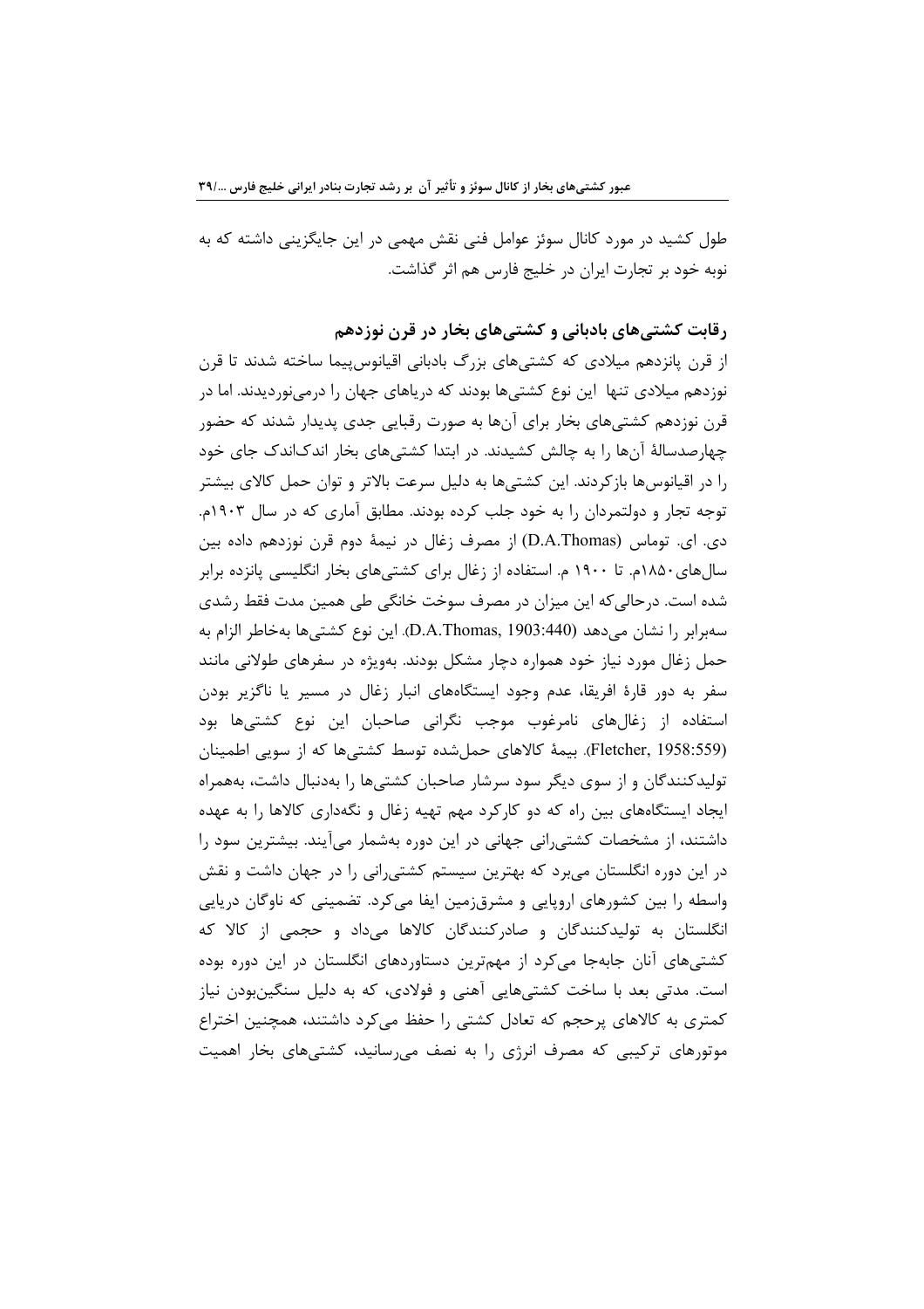طول کشید در مورد کانال سوئز عوامل فنی نقش مهمی در این جایگزینی داشته که به نوبه خود بر تجارت ایران در خلیج فارس هم اثر گذاشت.

## رقابت کشتی‌های بادبانی و کشتی‌های بخار در قرن نوزدهم

از قرن پانزدهم میلادی که کشتی‌های بزرگ بادبانی اقیانوس‌پیما ساخته شدند تا قرن نوزدهم میلادی تنها این نوع کشتی‌ها بودند که دریاهای جهان را درمی‌نوردیدند. اما در قرن نوزدهم کشتی‌های بخار برای آن‌ها به صورت رقبایی جدی پدیدار شدند که حضور چهارصدسالهٔ آن‌ها را به چالش کشیدند. در ابتدا کشتی‌های بخار اندک‌اندک جای خود را در اقیانوس‌ها بازکردند. این کشتی‌ها به دلیل سرعت بالاتر و توان حمل کالای بیشتر توجه تجار و دولتمردان را به خود جلب کرده بودند. مطابق آماری که در سال ۱۹۰۳م. دی. ای. توماس (D.A.Thomas) از مصرف زغال در نیمهٔ دوم قرن نوزدهم داده بین سال‌های ۱۸۵۰م. تا ۱۹۰۰ م. استفاده از زغال برای کشتی‌های بخار انگلیسی پانزده برابر شده است. درحالی‌که این میزان در مصرف سوخت خانگی طی همین مدت فقط رشدی سه‌برابر را نشان می‌دهد (D.A.Thomas, 1903:440). این نوع کشتی‌ها به‌خاطر الزام به حمل زغال مورد نیاز خود همواره دچار مشکل بودند. به‌ویژه در سفرهای طولانی مانند سفر به دور قارهٔ افریقا، عدم وجود ایستگاه‌های انبار زغال در مسیر یا ناگزیر بودن استفاده از زغال‌های نامرغوب موجب نگرانی صاحبان این نوع کشتی‌ها بود (Fletcher, 1958:559). بیمهٔ کالاهای حمل‌شده توسط کشتی‌ها که از سویی اطمینان تولیدکنندگان و از سوی دیگر سود سرشار صاحبان کشتی‌ها را به‌دنبال داشت، به‌همراه ایجاد ایستگاه‌های بین راه که دو کارکرد مهم تهیه زغال و نگه‌داری کالاها را به عهده داشتند، از مشخصات کشتی‌رانی جهانی در این دوره به‌شمار می‌آیند. بیشترین سود را در این دوره انگلستان می‌برد که بهترین سیستم کشتی‌رانی را در جهان داشت و نقش واسطه را بین کشورهای اروپایی و مشرق‌زمین ایفا می‌کرد. تضمینی که ناوگان دریایی انگلستان به تولیدکنندگان و صادرکنندگان کالاها می‌داد و حجمی از کالا که کشتی‌های آنان جابه‌جا می‌کرد از مهم‌ترین دستاوردهای انگلستان در این دوره بوده است. مدتی بعد با ساخت کشتی‌هایی آهنی و فولادی، که به دلیل سنگین‌بودن نیاز کمتری به کالاهای پرحجم که تعادل کشتی را حفظ می‌کرد داشتند، همچنین اختراع موتورهای ترکیبی که مصرف انرژی را به نصف می‌رسانید، کشتی‌های بخار اهمیت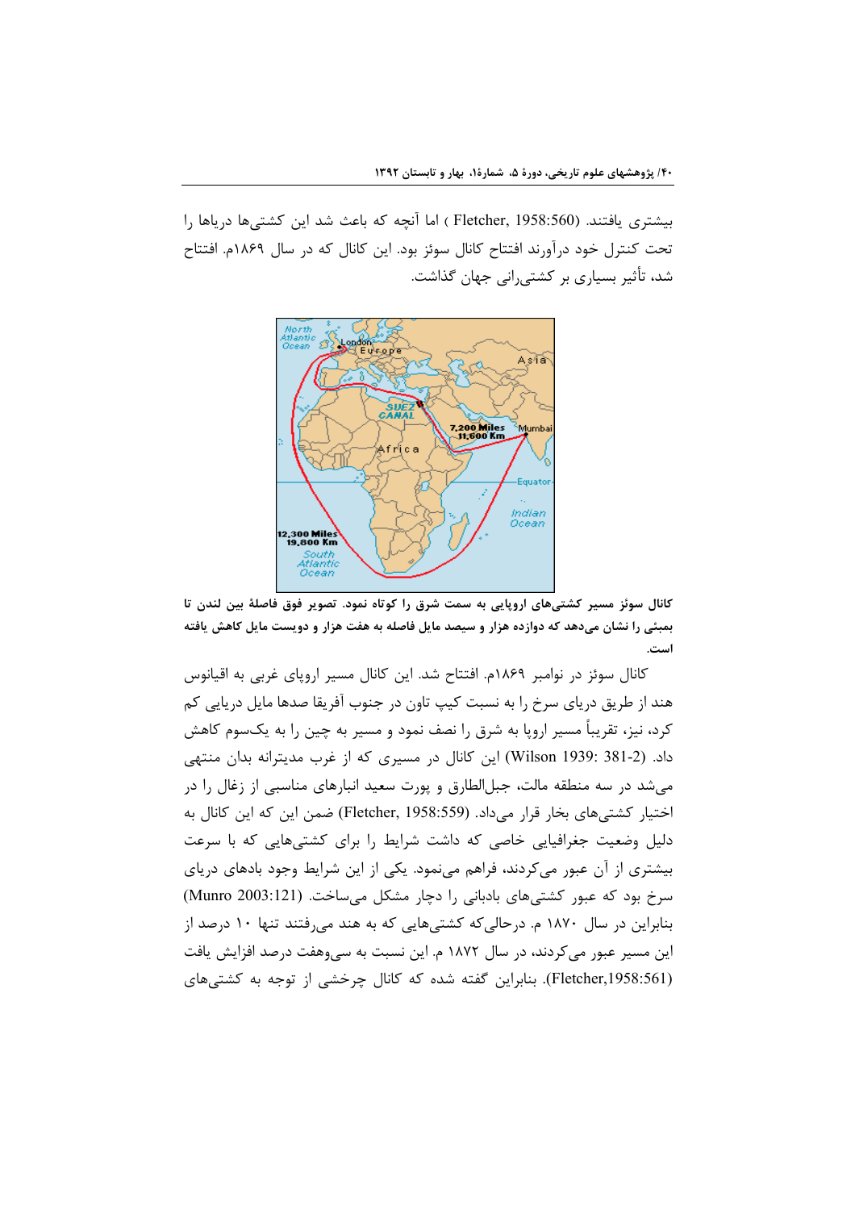بیشتری یافتند. (Fletcher, 1958:560 ) اما آنچه که باعث شد این کشتی‌ها دریاها را تحت کنترل خود درآورند افتتاح کانال سوئز بود. این کانال که در سال ۱۸۶۹م. افتتاح شد، تأثیر بسیاری بر کشتی‌رانی جهان گذاشت.

**کانال سوئز مسیر کشتی‌های اروپایی به سمت شرق را کوتاه نمود. تصویر فوق فاصلهٔ بین لندن تا بمبئی را نشان می‌دهد که دوازده هزار و سیصد مایل فاصله به هفت هزار و دویست مایل کاهش یافته است.**

کانال سوئز در نوامبر ۱۸۶۹م. افتتاح شد. این کانال مسیر اروپای غربی به اقیانوس هند از طریق دریای سرخ را به نسبت کیپ تاون در جنوب آفریقا صدها مایل دریایی کم کرد، نیز، تقریباً مسیر اروپا به شرق را نصف نمود و مسیر به چین را به یک‌سوم کاهش داد. (Wilson 1939: 381-2) این کانال در مسیری که از غرب مدیترانه بدان منتهی می‌شد در سه منطقه مالت، جبل‌الطارق و پورت سعید انبارهای مناسبی از زغال را در اختیار کشتی‌های بخار قرار می‌داد. (Fletcher, 1958:559) ضمن این که این کانال به دلیل وضعیت جغرافیایی خاصی که داشت شرایط را برای کشتی‌هایی که با سرعت بیشتری از آن عبور می‌کردند، فراهم می‌نمود. یکی از این شرایط وجود بادهای دریای سرخ بود که عبور کشتی‌های بادبانی را دچار مشکل می‌ساخت. (Munro 2003:121) بنابراین در سال ۱۸۷۰ م. درحالی‌که کشتی‌هایی که به هند می‌رفتند تنها ۱۰ درصد از این مسیر عبور می‌کردند، در سال ۱۸۷۲ م. این نسبت به سی‌وهفت درصد افزایش یافت (Fletcher,1958:561). بنابراین گفته شده که کانال چرخشی از توجه به کشتی‌های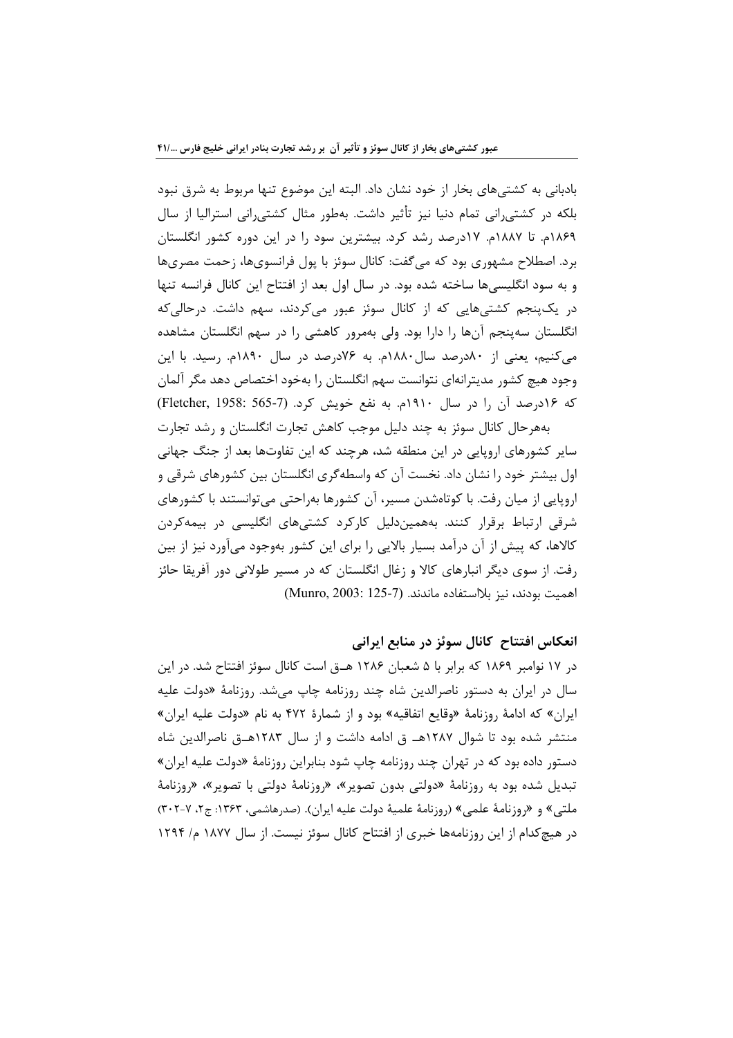بادبانی به کشتی‌های بخار از خود نشان داد. البته این موضوع تنها مربوط به شرق نبود بلکه در کشتی‌رانی تمام دنیا نیز تأثیر داشت. به‌طور مثال کشتی‌رانی استرالیا از سال ۱۸۶۹م. تا ۱۸۸۷م. ۱۷درصد رشد کرد. بیشترین سود را در این دوره کشور انگلستان برد. اصطلاح مشهوری بود که می‌گفت: کانال سوئز با پول فرانسوی‌ها، زحمت مصری‌ها و به سود انگلیسی‌ها ساخته شده بود. در سال اول بعد از افتتاح این کانال فرانسه تنها در یک‌پنجم کشتی‌هایی که از کانال سوئز عبور می‌کردند، سهم داشت. درحالی‌که انگلستان سه‌پنجم آن‌ها را دارا بود. ولی به‌مرور کاهشی را در سهم انگلستان مشاهده می‌کنیم، یعنی از ۸۰درصد سال۱۸۸۰م. به ۷۶درصد در سال ۱۸۹۰م. رسید. با این وجود هیچ کشور مدیترانه‌ای نتوانست سهم انگلستان را به‌خود اختصاص دهد مگر آلمان که ۱۶درصد آن را در سال ۱۹۱۰م. به نفع خویش کرد. (Fletcher, 1958: 565-7)

به‌هرحال کانال سوئز به چند دلیل موجب کاهش تجارت انگلستان و رشد تجارت سایر کشورهای اروپایی در این منطقه شد، هرچند که این تفاوت‌ها بعد از جنگ جهانی اول بیشتر خود را نشان داد. نخست آن که واسطه‌گری انگلستان بین کشورهای شرقی و اروپایی از میان رفت. با کوتاه‌شدن مسیر، آن کشورها به‌راحتی می‌توانستند با کشورهای شرقی ارتباط برقرار کنند. به‌همین‌دلیل کارکرد کشتی‌های انگلیسی در بیمه‌کردن کالاها، که پیش از آن درآمد بسیار بالایی را برای این کشور به‌وجود می‌آورد نیز از بین رفت. از سوی دیگر انبارهای کالا و زغال انگلستان که در مسیر طولانی دور آفریقا حائز اهمیت بودند، نیز بلااستفاده ماندند. (Munro, 2003: 125-7)

## انعکاس افتتاح کانال سوئز در منابع ایرانی

در ۱۷ نوامبر ۱۸۶۹ که برابر با ۵ شعبان ۱۲۸۶ هـ‌ق است کانال سوئز افتتاح شد. در این سال در ایران به دستور ناصرالدین شاه چند روزنامه چاپ می‌شد. روزنامهٔ «دولت علیه ایران» که ادامهٔ روزنامهٔ «وقایع اتفاقیه» بود و از شمارهٔ ۴۷۲ به نام «دولت علیه ایران» منتشر شده بود تا شوال ۱۲۸۷هـ ق ادامه داشت و از سال ۱۲۸۳هـ‌ق ناصرالدین شاه دستور داده بود که در تهران چند روزنامه چاپ شود بنابراین روزنامهٔ «دولت علیه ایران» تبدیل شده بود به روزنامهٔ «دولتی بدون تصویر»، «روزنامهٔ دولتی با تصویر»، «روزنامهٔ ملتی» و «روزنامهٔ علمی» (روزنامهٔ علمیهٔ دولت علیه ایران). (صدرهاشمی، ۱۳۶۳: ج۲، ۷-۳۰۲) در هیچ‌کدام از این روزنامه‌ها خبری از افتتاح کانال سوئز نیست. از سال ۱۸۷۷ م/ ۱۲۹۴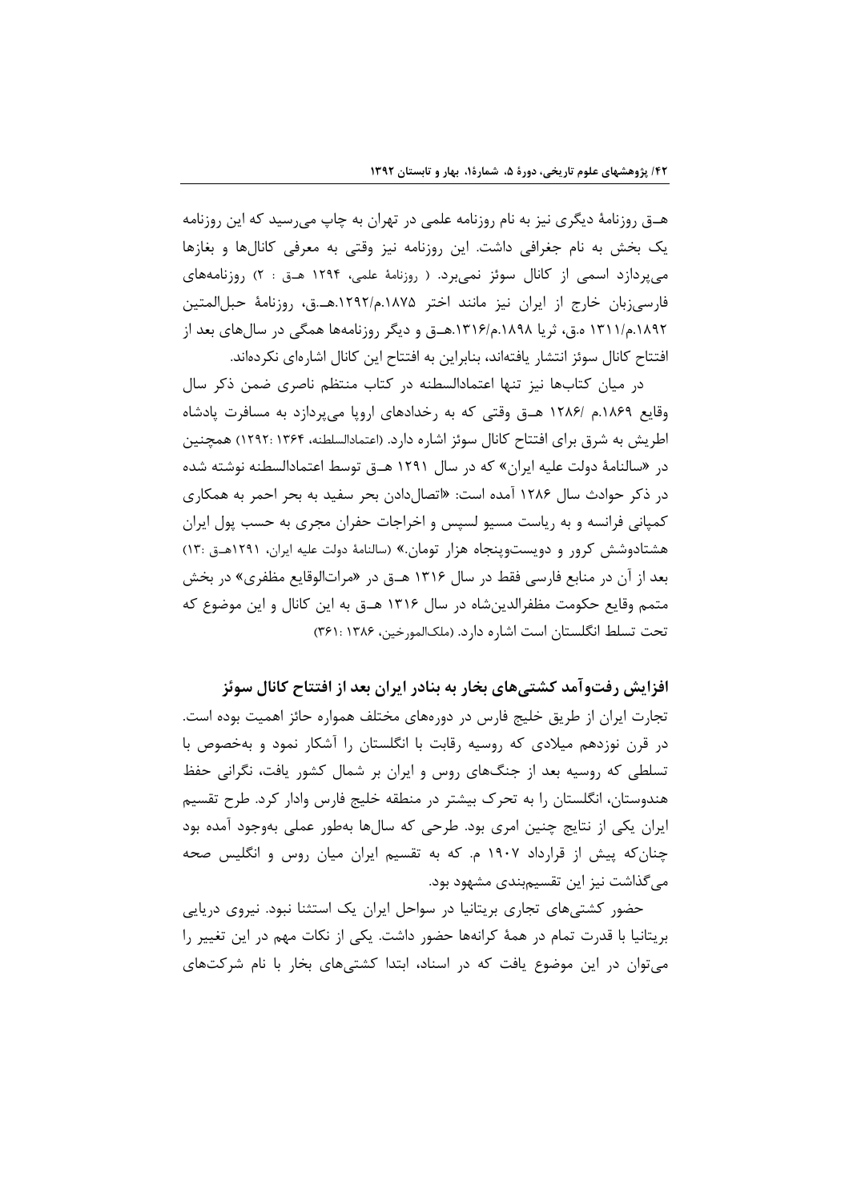هــق روزنامهٔ دیگری نیز به نام روزنامه علمی در تهران به چاپ می‌رسید که این روزنامه یک بخش به نام جغرافی داشت. این روزنامه نیز وقتی به معرفی کانال‌ها و بغازها می‌پردازد اسمی از کانال سوئز نمی‌برد. ( روزنامهٔ علمی، ۱۲۹۴ هـق : ۲) روزنامه‌های فارسی‌زبان خارج از ایران نیز مانند اختر ۱۸۷۵.م/۱۲۹۲.هـ.ق، روزنامهٔ حبل‌المتین ۱۸۹۲.م/۱۳۱۱ ه.ق، ثریا ۱۸۹۸.م/۱۳۱۶.هـق و دیگر روزنامه‌ها همگی در سال‌های بعد از افتتاح کانال سوئز انتشار یافته‌اند، بنابراین به افتتاح این کانال اشاره‌ای نکرده‌اند.

در میان کتاب‌ها نیز تنها اعتمادالسطنه در کتاب منتظم ناصری ضمن ذکر سال وقایع ۱۸۶۹.م /۱۲۸۶ هــق وقتی که به رخدادهای اروپا می‌پردازد به مسافرت پادشاه اطریش به شرق برای افتتاح کانال سوئز اشاره دارد. (اعتمادالسلطنه، ۱۳۶۴ :۱۲۹۲) همچنین در «سالنامهٔ دولت علیه ایران» که در سال ۱۲۹۱ هــق توسط اعتمادالسطنه نوشته شده در ذکر حوادث سال ۱۲۸۶ آمده است: «اتصال‌دادن بحر سفید به بحر احمر به همکاری کمپانی فرانسه و به ریاست مسیو لسپس و اخراجات حفران مجری به حسب پول ایران هشتادوشش کرور و دویست‌وپنجاه هزار تومان.» (سالنامهٔ دولت علیه ایران، ۱۲۹۱هـق :۱۳) بعد از آن در منابع فارسی فقط در سال ۱۳۱۶ هــق در «مرات‌الوقایع مظفری» در بخش متمم وقایع حکومت مظفرالدین‌شاه در سال ۱۳۱۶ هــق به این کانال و این موضوع که تحت تسلط انگلستان است اشاره دارد. (ملک‌المورخین، ۱۳۸۶ :۳۶۱)

### افزایش رفت‌وآمد کشتی‌های بخار به بنادر ایران بعد از افتتاح کانال سوئز

تجارت ایران از طریق خلیج فارس در دوره‌های مختلف همواره حائز اهمیت بوده است. در قرن نوزدهم میلادی که روسیه رقابت با انگلستان را آشکار نمود و به‌خصوص با تسلطی که روسیه بعد از جنگ‌های روس و ایران بر شمال کشور یافت، نگرانی حفظ هندوستان، انگلستان را به تحرک بیشتر در منطقه خلیج فارس وادار کرد. طرح تقسیم ایران یکی از نتایج چنین امری بود. طرحی که سال‌ها به‌طور عملی به‌وجود آمده بود چنان‌که پیش از قرارداد ۱۹۰۷ م. که به تقسیم ایران میان روس و انگلیس صحه می‌گذاشت نیز این تقسیم‌بندی مشهود بود.

حضور کشتی‌های تجاری بریتانیا در سواحل ایران یک استثنا نبود. نیروی دریایی بریتانیا با قدرت تمام در همهٔ کرانه‌ها حضور داشت. یکی از نکات مهم در این تغییر را می‌توان در این موضوع یافت که در اسناد، ابتدا کشتی‌های بخار با نام شرکت‌های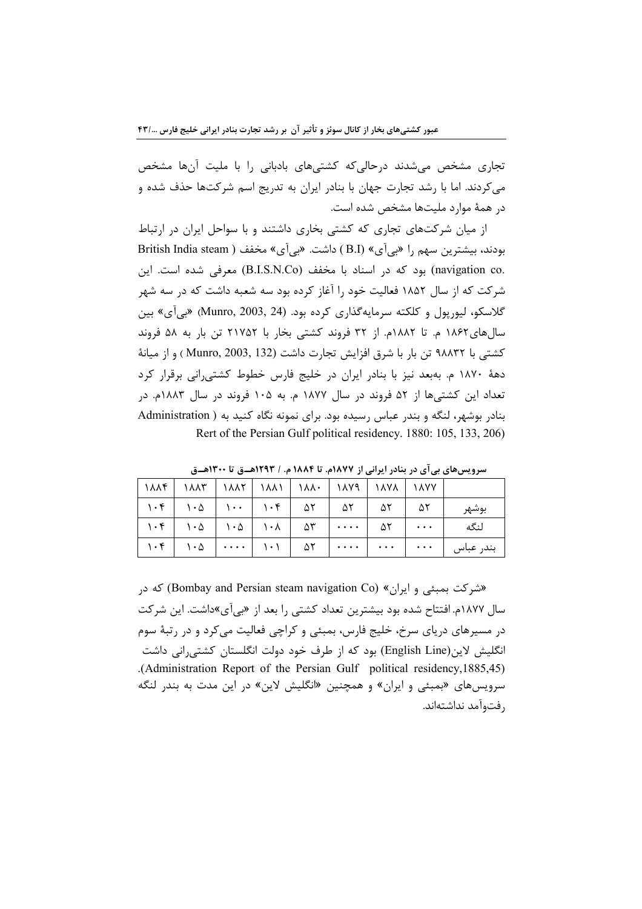تجاری مشخص می‌شدند درحالی‌که کشتی‌های بادبانی را با ملیت آن‌ها مشخص می‌کردند. اما با رشد تجارت جهان با بنادر ایران به تدریج اسم شرکت‌ها حذف شده و در همهٔ موارد ملیت‌ها مشخص شده است.

از میان شرکت‌های تجاری که کشتی بخاری داشتند و با سواحل ایران در ارتباط بودند، بیشترین سهم را «بی‌آی» (B.I) داشت. «بی‌آی» مخفف ( British India steam navigation co.) بود که در اسناد با مخفف (B.I.S.N.Co) معرفی شده است. این شرکت که از سال ۱۸۵۲ فعالیت خود را آغاز کرده بود سه شعبه داشت که در سه شهر گلاسکو، لیورپول و کلکته سرمایه‌گذاری کرده بود. (Munro, 2003, 24) «بی‌آی» بین سال‌های۱۸۶۲ م. تا ۱۸۸۲م. از ۳۲ فروند کشتی بخار با ۲۱۷۵۲ تن بار به ۵۸ فروند کشتی با ۹۸۸۳۲ تن بار با شرق افزایش تجارت داشت (Munro, 2003, 132 ) و از میانهٔ دههٔ ۱۸۷۰ م. به‌بعد نیز با بنادر ایران در خلیج فارس خطوط کشتی‌رانی برقرار کرد تعداد این کشتی‌ها از ۵۲ فروند در سال ۱۸۷۷ م. به ۱۰۵ فروند در سال ۱۸۸۳م. در بنادر بوشهر، لنگه و بندر عباس رسیده بود. برای نمونه نگاه کنید به ( Administration Rert of the Persian Gulf political residency. 1880: 105, 133, 206)

**سرویس‌های بی‌آی در بنادر ایرانی از ۱۸۷۷م. تا ۱۸۸۴ م. / ۱۲۹۳هـ‌ق تا ۱۳۰۰هـ‌ق**

| | ۱۸۷۷ | ۱۸۷۸ | ۱۸۷۹ | ۱۸۸۰ | ۱۸۸۱ | ۱۸۸۲ | ۱۸۸۳ | ۱۸۸۴ |
|---|---|---|---|---|---|---|---|---|
| بوشهر | ۵۲ | ۵۲ | ۵۲ | ۵۲ | ۱۰۴ | ۱۰۰ | ۱۰۵ | ۱۰۴ |
| لنگه | ... | ۵۲ | .... | ۵۳ | ۱۰۸ | ۱۰۵ | ۱۰۵ | ۱۰۴ |
| بندر عباس | ... | ... | .... | ۵۲ | ۱۰۱ | .... | ۱۰۵ | ۱۰۴ |

«شرکت بمبئی و ایران» (Bombay and Persian steam navigation Co) که در سال ۱۸۷۷م. افتتاح شده بود بیشترین تعداد کشتی را بعد از «بی‌آی»داشت. این شرکت در مسیرهای دریای سرخ، خلیج فارس، بمبئی و کراچی فعالیت می‌کرد و در رتبهٔ سوم انگلیش لاین(English Line) بود که از طرف خود دولت انگلستان کشتی‌رانی داشت (Administration Report of the Persian Gulf political residency,1885,45). سرویس‌های «بمبئی و ایران» و همچنین «انگلیش لاین» در این مدت به بندر لنگه رفت‌وآمد نداشته‌اند.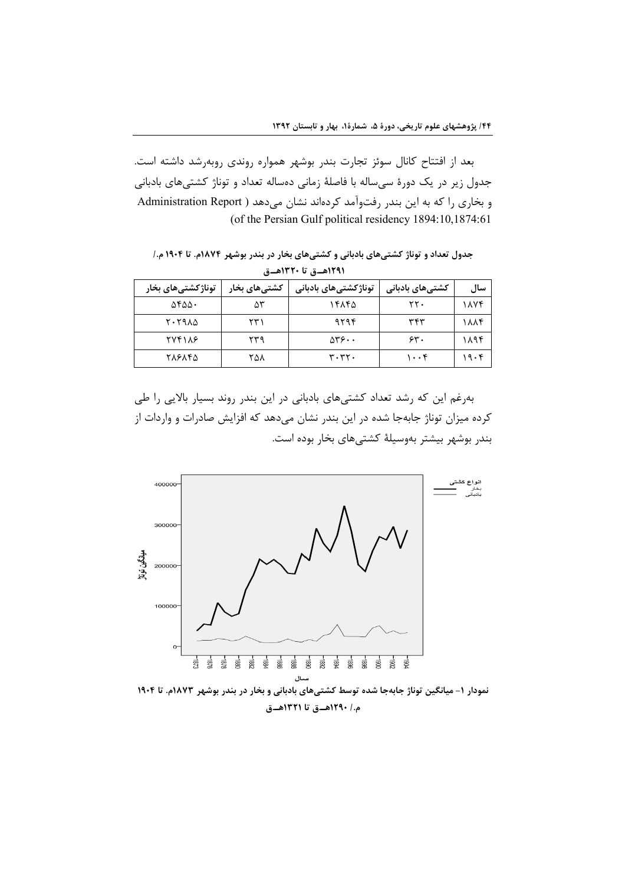بعد از افتتاح کانال سوئز تجارت بندر بوشهر همواره روندی روبه‌رشد داشته است. جدول زیر در یک دورهٔ سی‌ساله با فاصلهٔ زمانی ده‌ساله تعداد و توناژ کشتی‌های بادبانی و بخاری را که به این بندر رفت‌وآمد کرده‌اند نشان می‌دهد (Administration Report of the Persian Gulf political residency 1894:10,1874:61)

**جدول تعداد و توناژ کشتی‌های بادبانی و کشتی‌های بخار در بندر بوشهر ۱۸۷۴م. تا ۱۹۰۴ م./ ۱۲۹۱هـ‌ق تا ۱۳۲۰هـ‌ق**

| سال | کشتی‌های بادبانی | توناژکشتی‌های بادبانی | کشتی‌های بخار | توناژکشتی‌های بخار |
|---|---|---|---|---|
| ۱۸۷۴ | ۲۲۰ | ۱۴۸۴۵ | ۵۳ | ۵۴۵۵۰ |
| ۱۸۸۴ | ۳۴۳ | ۹۲۹۴ | ۲۳۱ | ۲۰۲۹۸۵ |
| ۱۸۹۴ | ۶۳۰ | ۵۳۶۰۰ | ۲۳۹ | ۲۷۴۱۸۶ |
| ۱۹۰۴ | ۱۰۰۴ | ۳۰۳۲۰ | ۲۵۸ | ۲۸۶۸۴۵ |

به‌رغم این که رشد تعداد کشتی‌های بادبانی در این بندر روند بسیار بالایی را طی کرده میزان توناژ جابه‌جا شده در این بندر نشان می‌دهد که افزایش صادرات و واردات از بندر بوشهر بیشتر به‌وسیلهٔ کشتی‌های بخار بوده است.

**نمودار ۱- میانگین توناژ جابه‌جا شده توسط کشتی‌های بادبانی و بخار در بندر بوشهر ۱۸۷۳م. تا ۱۹۰۴ م./ ۱۲۹۰هـ‌ق تا ۱۳۲۱هـ‌ق**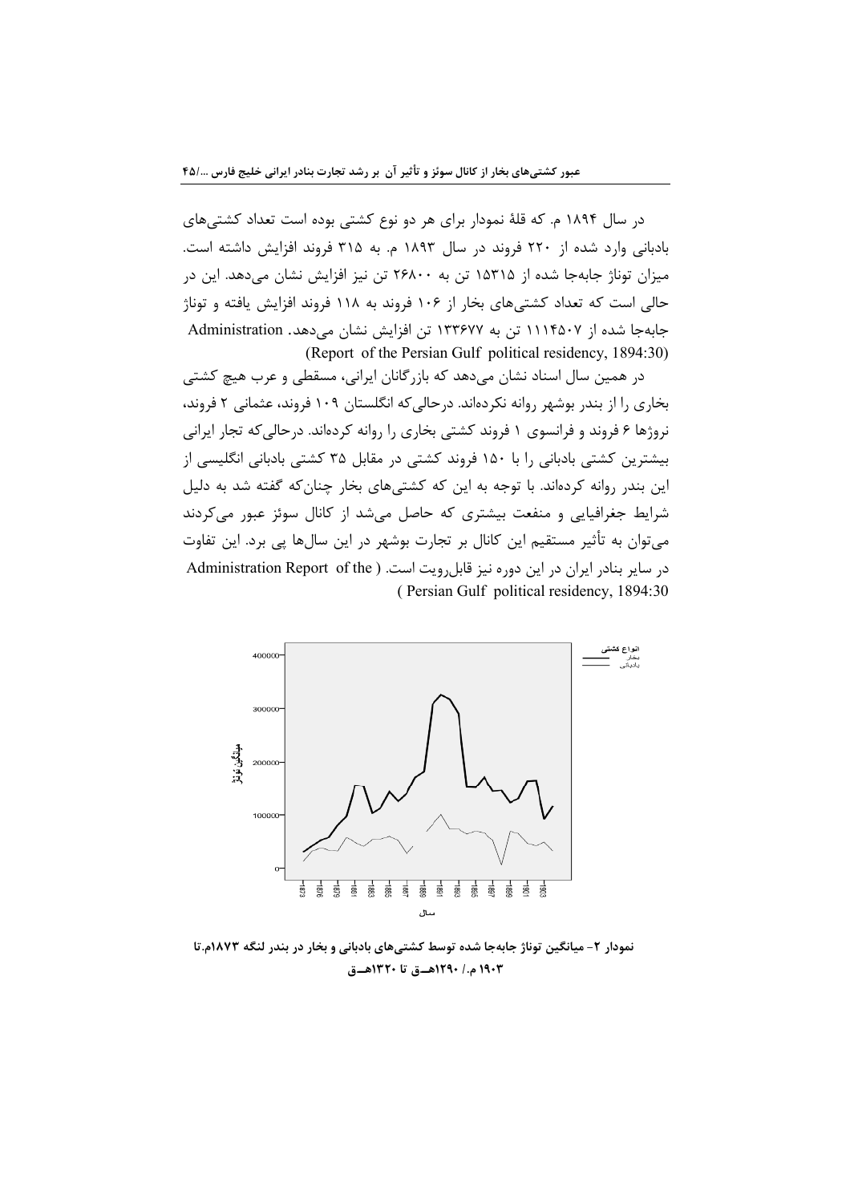در سال ۱۸۹۴ م. که قلهٔ نمودار برای هر دو نوع کشتی بوده است تعداد کشتی‌های بادبانی وارد شده از ۲۲۰ فروند در سال ۱۸۹۳ م. به ۳۱۵ فروند افزایش داشته است. میزان توناژ جابه‌جا شده از ۱۵۳۱۵ تن به ۲۶۸۰۰ تن نیز افزایش نشان می‌دهد. این در حالی است که تعداد کشتی‌های بخار از ۱۰۶ فروند به ۱۱۸ فروند افزایش یافته و توناژ جابه‌جا شده از ۱۱۱۴۵۰۷ تن به ۱۳۳۶۷۷ تن افزایش نشان می‌دهد. Administration (Report of the Persian Gulf political residency, 1894:30)

در همین سال اسناد نشان می‌دهد که بازرگانان ایرانی، مسقطی و عرب هیچ کشتی بخاری را از بندر بوشهر روانه نکرده‌اند. درحالی‌که انگلستان ۱۰۹ فروند، عثمانی ۲ فروند، نروژها ۶ فروند و فرانسوی ۱ فروند کشتی بخاری را روانه کرده‌اند. درحالی‌که تجار ایرانی بیشترین کشتی بادبانی را با ۱۵۰ فروند کشتی در مقابل ۳۵ کشتی بادبانی انگلیسی از این بندر روانه کرده‌اند. با توجه به این که کشتی‌های بخار چنان‌که گفته شد به دلیل شرایط جغرافیایی و منفعت بیشتری که حاصل می‌شد از کانال سوئز عبور می‌کردند می‌توان به تأثیر مستقیم این کانال بر تجارت بوشهر در این سال‌ها پی برد. این تفاوت در سایر بنادر ایران در این دوره نیز قابل‌رویت است. ( Administration Report of the Persian Gulf political residency, 1894:30)

**نمودار ۲- میانگین توناژ جابه‌جا شده توسط کشتی‌های بادبانی و بخار در بندر لنگه ۱۸۷۳م.تا ۱۹۰۳ م./ ۱۲۹۰هــق تا ۱۳۲۰هــق**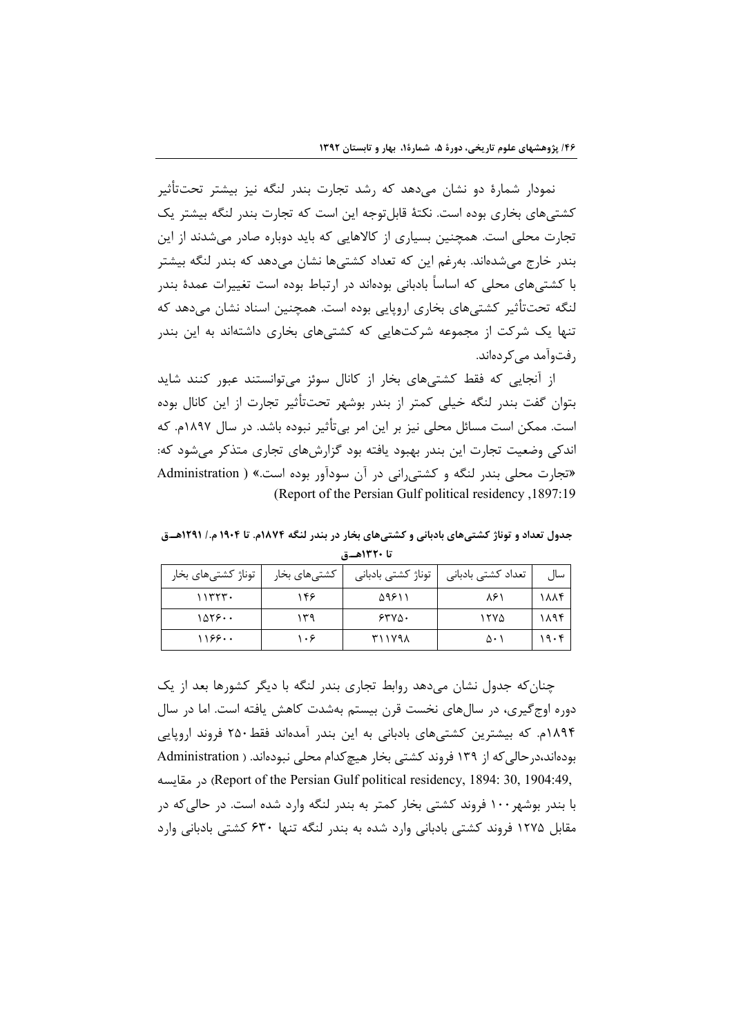نمودار شمارهٔ دو نشان می‌دهد که رشد تجارت بندر لنگه نیز بیشتر تحت‌تأثیر کشتی‌های بخاری بوده است. نکتهٔ قابل‌توجه این است که تجارت بندر لنگه بیشتر یک تجارت محلی است. همچنین بسیاری از کالاهایی که باید دوباره صادر می‌شدند از این بندر خارج می‌شده‌اند. به‌رغم این که تعداد کشتی‌ها نشان می‌دهد که بندر لنگه بیشتر با کشتی‌های محلی که اساساً بادبانی بوده‌اند در ارتباط بوده است تغییرات عمدهٔ بندر لنگه تحت‌تأثیر کشتی‌های بخاری اروپایی بوده است. همچنین اسناد نشان می‌دهد که تنها یک شرکت از مجموعه شرکت‌هایی که کشتی‌های بخاری داشته‌اند به این بندر رفت‌وآمد می‌کرده‌اند.

از آنجایی که فقط کشتی‌های بخار از کانال سوئز می‌توانستند عبور کنند شاید بتوان گفت بندر لنگه خیلی کمتر از بندر بوشهر تحت‌تأثیر تجارت از این کانال بوده است. ممکن است مسائل محلی نیز بر این امر بی‌تأثیر نبوده باشد. در سال ۱۸۹۷م. که اندکی وضعیت تجارت این بندر بهبود یافته بود گزارش‌های تجاری متذکر می‌شود که: «تجارت محلی بندر لنگه و کشتی‌رانی در آن سودآور بوده است.» ( Administration Report of the Persian Gulf political residency ,1897:19)

**جدول تعداد و توناژ کشتی‌های بادبانی و کشتی‌های بخار در بندر لنگه ۱۸۷۴م. تا ۱۹۰۴ م./ ۱۲۹۱هــق تا ۱۳۲۰هــق**

| سال | تعداد کشتی بادبانی | توناژ کشتی بادبانی | کشتی‌های بخار | توناژ کشتی‌های بخار |
|---|---|---|---|---|
| ۱۸۸۴ | ۸۶۱ | ۵۹۶۱۱ | ۱۴۶ | ۱۱۳۲۳۰ |
| ۱۸۹۴ | ۱۲۷۵ | ۶۳۷۵۰ | ۱۳۹ | ۱۵۲۶۰۰ |
| ۱۹۰۴ | ۵۰۱ | ۳۱۱۷۹۸ | ۱۰۶ | ۱۱۶۶۰۰ |

چنان‌که جدول نشان می‌دهد روابط تجاری بندر لنگه با دیگر کشورها بعد از یک دوره اوج‌گیری، در سال‌های نخست قرن بیستم به‌شدت کاهش یافته است. اما در سال ۱۸۹۴م. که بیشترین کشتی‌های بادبانی به این بندر آمده‌اند فقط ۲۵۰ فروند اروپایی بوده‌اند،درحالی‌که از ۱۳۹ فروند کشتی بخار هیچ‌کدام محلی نبوده‌اند. ( Administration Report of the Persian Gulf political residency, 1894: 30, 1904:49,) در مقایسه با بندر بوشهر ۱۰۰ فروند کشتی بخار کمتر به بندر لنگه وارد شده است. در حالی‌که در مقابل ۱۲۷۵ فروند کشتی بادبانی وارد شده به بندر لنگه تنها ۶۳۰ کشتی بادبانی وارد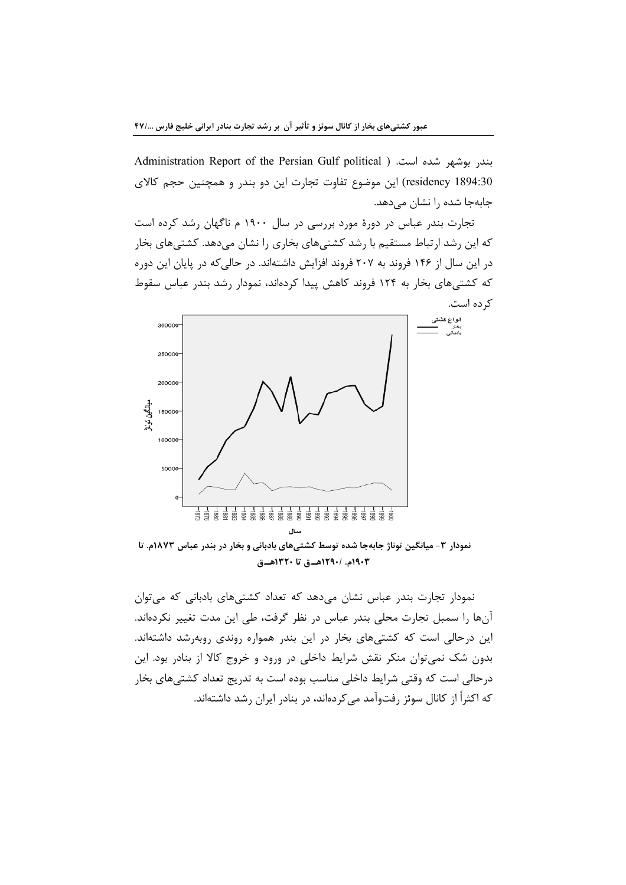بندر بوشهر شده است. (Administration Report of the Persian Gulf political residency 1894:30) این موضوع تفاوت تجارت این دو بندر و همچنین حجم کالای جابه‌جا شده را نشان می‌دهد.

تجارت بندر عباس در دورهٔ مورد بررسی در سال ۱۹۰۰ م ناگهان رشد کرده است که این رشد ارتباط مستقیم با رشد کشتی‌های بخاری را نشان می‌دهد. کشتی‌های بخار در این سال از ۱۴۶ فروند به ۲۰۷ فروند افزایش داشته‌اند. در حالی‌که در پایان این دوره که کشتی‌های بخار به ۱۲۴ فروند کاهش پیدا کرده‌اند، نمودار رشد بندر عباس سقوط کرده است.

**نمودار ۳- میانگین توناژ جابه‌جا شده توسط کشتی‌های بادبانی و بخار در بندر عباس ۱۸۷۳م. تا ۱۹۰۳م. /۱۲۹۰هــق تا ۱۳۲۰هــق**

نمودار تجارت بندر عباس نشان می‌دهد که تعداد کشتی‌های بادبانی که می‌توان آن‌ها را سمبل تجارت محلی بندر عباس در نظر گرفت، طی این مدت تغییر نکرده‌اند. این درحالی است که کشتی‌های بخار در این بندر همواره روندی روبه‌رشد داشته‌اند. بدون شک نمی‌توان منکر نقش شرایط داخلی در ورود و خروج کالا از بنادر بود. این درحالی است که وقتی شرایط داخلی مناسب بوده است به تدریج تعداد کشتی‌های بخار که اکثراً از کانال سوئز رفت‌وآمد می‌کرده‌اند، در بنادر ایران رشد داشته‌اند.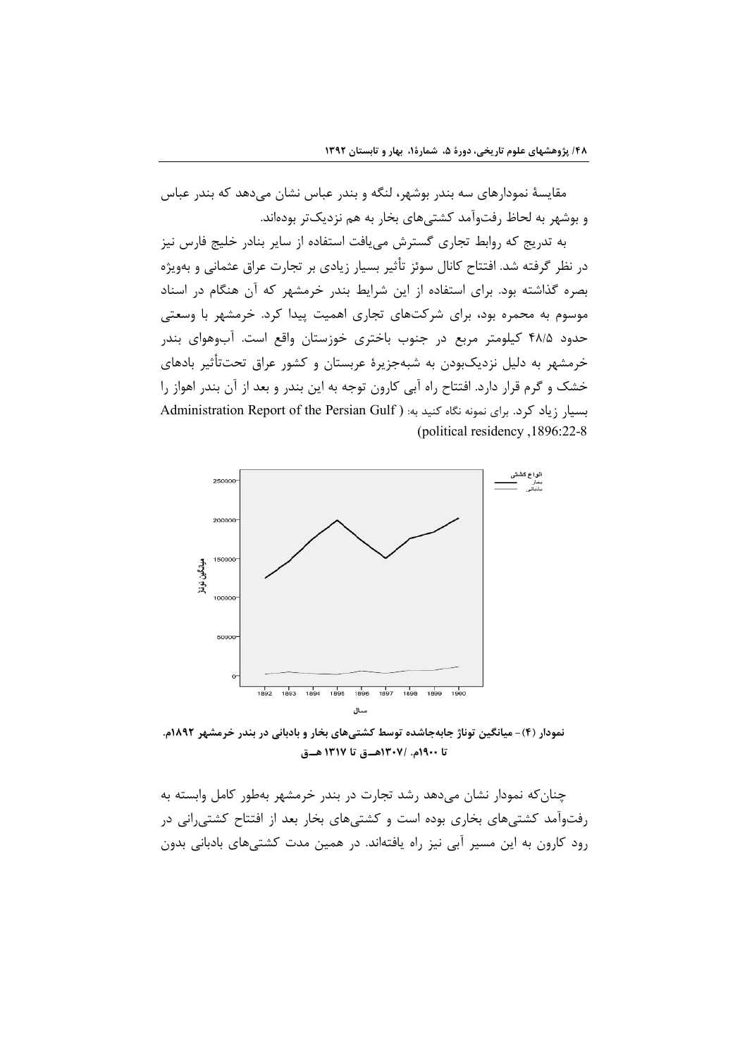مقایسهٔ نمودارهای سه بندر بوشهر، لنگه و بندر عباس نشان می‌دهد که بندر عباس و بوشهر به لحاظ رفت‌وآمد کشتی‌های بخار به هم نزدیک‌تر بوده‌اند.

به تدریج که روابط تجاری گسترش می‌یافت استفاده از سایر بنادر خلیج فارس نیز در نظر گرفته شد. افتتاح کانال سوئز تأثیر بسیار زیادی بر تجارت عراق عثمانی و به‌ویژه بصره گذاشته بود. برای استفاده از این شرایط بندر خرمشهر که آن هنگام در اسناد موسوم به محمره بود، برای شرکت‌های تجاری اهمیت پیدا کرد. خرمشهر با وسعتی حدود ۴۸/۵ کیلومتر مربع در جنوب باختری خوزستان واقع است. آب‌وهوای بندر خرمشهر به دلیل نزدیک‌بودن به شبه‌جزیرهٔ عربستان و کشور عراق تحت‌تأثیر بادهای خشک و گرم قرار دارد. افتتاح راه آبی کارون توجه به این بندر و بعد از آن بندر اهواز را بسیار زیاد کرد. برای نمونه نگاه کنید به: (Administration Report of the Persian Gulf political residency ,1896:22-8)

نمودار (۴)- میانگین توناژ جابه‌جاشده توسط کشتی‌های بخار و بادبانی در بندر خرمشهر ۱۸۹۲م. تا ۱۹۰۰م. /۱۳۰۷هــق تا ۱۳۱۷ هــق

چنان‌که نمودار نشان می‌دهد رشد تجارت در بندر خرمشهر به‌طور کامل وابسته به رفت‌وآمد کشتی‌های بخاری بوده است و کشتی‌های بخار بعد از افتتاح کشتی‌رانی در رود کارون به این مسیر آبی نیز راه یافته‌اند. در همین مدت کشتی‌های بادبانی بدون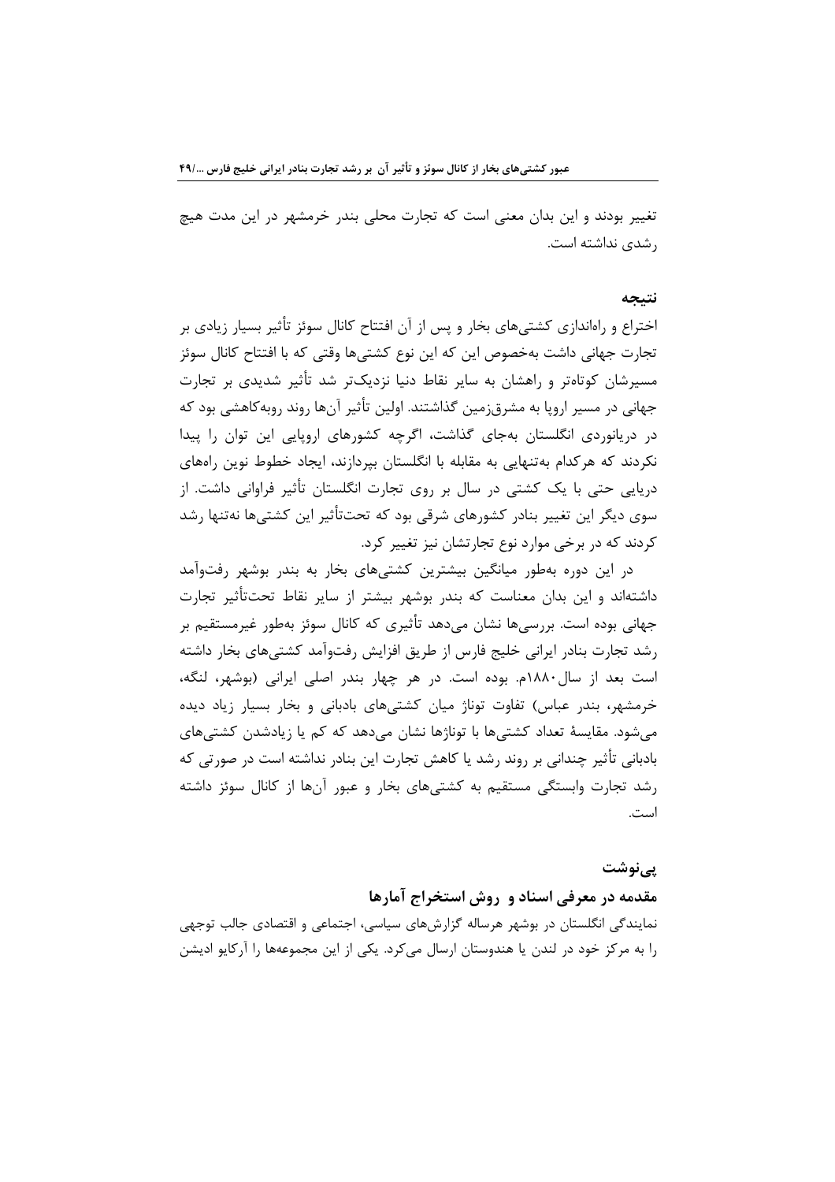تغییر بودند و این بدان معنی است که تجارت محلی بندر خرمشهر در این مدت هیچ رشدی نداشته است.

## نتیجه

اختراع و راه‌اندازی کشتی‌های بخار و پس از آن افتتاح کانال سوئز تأثیر بسیار زیادی بر تجارت جهانی داشت به‌خصوص این که این نوع کشتی‌ها وقتی که با افتتاح کانال سوئز مسیرشان کوتاه‌تر و راهشان به سایر نقاط دنیا نزدیک‌تر شد تأثیر شدیدی بر تجارت جهانی در مسیر اروپا به مشرق‌زمین گذاشتند. اولین تأثیر آن‌ها روند روبه‌کاهشی بود که در دریانوردی انگلستان به‌جای گذاشت، اگرچه کشورهای اروپایی این توان را پیدا نکردند که هرکدام به‌تنهایی به مقابله با انگلستان بپردازند، ایجاد خطوط نوین راه‌های دریایی حتی با یک کشتی در سال بر روی تجارت انگلستان تأثیر فراوانی داشت. از سوی دیگر این تغییر بنادر کشورهای شرقی بود که تحت‌تأثیر این کشتی‌ها نه‌تنها رشد کردند که در برخی موارد نوع تجارتشان نیز تغییر کرد.

در این دوره به‌طور میانگین بیشترین کشتی‌های بخار به بندر بوشهر رفت‌وآمد داشته‌اند و این بدان معناست که بندر بوشهر بیشتر از سایر نقاط تحت‌تأثیر تجارت جهانی بوده است. بررسی‌ها نشان می‌دهد تأثیری که کانال سوئز به‌طور غیرمستقیم بر رشد تجارت بنادر ایرانی خلیج فارس از طریق افزایش رفت‌وآمد کشتی‌های بخار داشته است بعد از سال ۱۸۸۰م. بوده است. در هر چهار بندر اصلی ایرانی (بوشهر، لنگه، خرمشهر، بندر عباس) تفاوت توناژ میان کشتی‌های بادبانی و بخار بسیار زیاد دیده می‌شود. مقایسهٔ تعداد کشتی‌ها با توناژها نشان می‌دهد که کم یا زیادشدن کشتی‌های بادبانی تأثیر چندانی بر روند رشد یا کاهش تجارت این بنادر نداشته است در صورتی که رشد تجارت وابستگی مستقیم به کشتی‌های بخار و عبور آن‌ها از کانال سوئز داشته است.

## پی‌نوشت

### مقدمه در معرفی اسناد و روش استخراج آمارها

نمایندگی انگلستان در بوشهر هرساله گزارش‌های سیاسی، اجتماعی و اقتصادی جالب توجهی را به مرکز خود در لندن یا هندوستان ارسال می‌کرد. یکی از این مجموعه‌ها را آرکایو ادیشن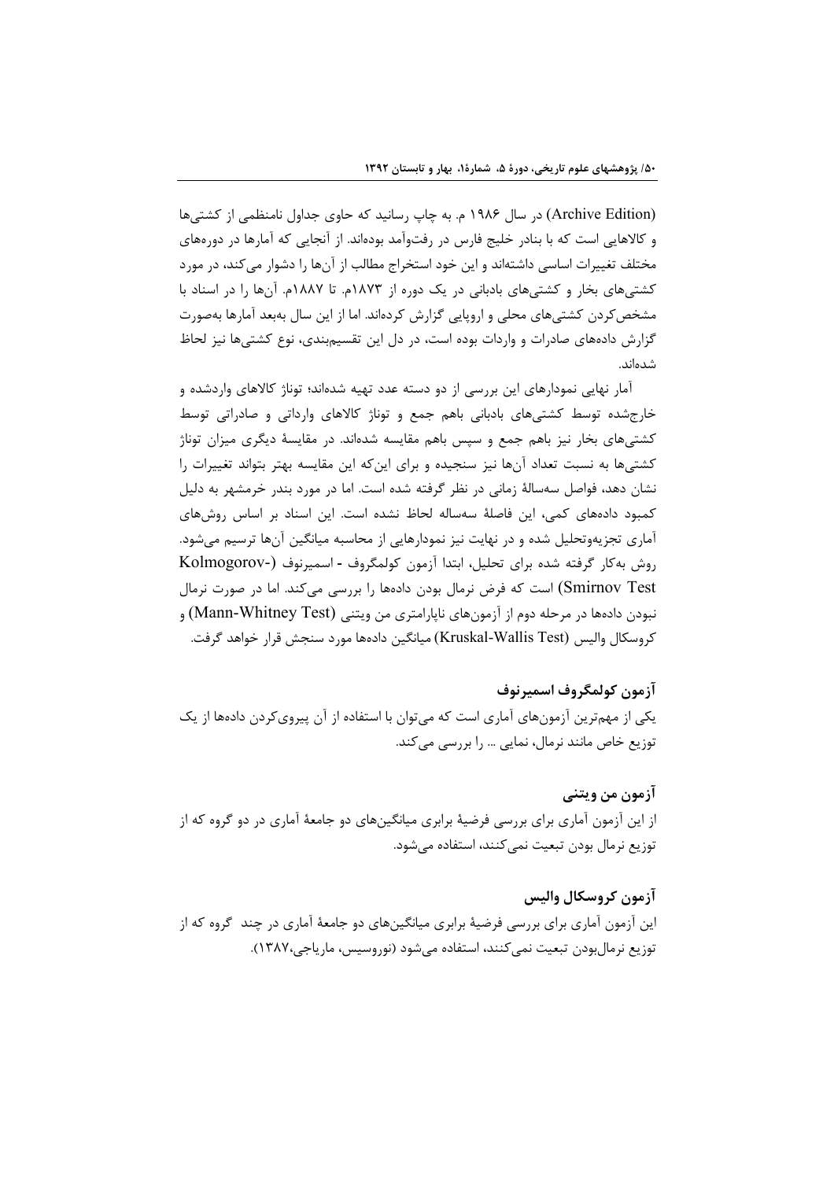(Archive Edition) در سال ۱۹۸۶ م. به چاپ رسانید که حاوی جداول نامنظمی از کشتی‌ها و کالاهایی است که با بنادر خلیج فارس در رفت‌وآمد بوده‌اند. از آنجایی که آمارها در دوره‌های مختلف تغییرات اساسی داشته‌اند و این خود استخراج مطالب از آن‌ها را دشوار می‌کند، در مورد کشتی‌های بخار و کشتی‌های بادبانی در یک دوره از ۱۸۷۳م. تا ۱۸۸۷م. آن‌ها را در اسناد با مشخص‌کردن کشتی‌های محلی و اروپایی گزارش کرده‌اند. اما از این سال به‌بعد آمارها به‌صورت گزارش داده‌های صادرات و واردات بوده است، در دل این تقسیم‌بندی، نوع کشتی‌ها نیز لحاظ شده‌اند.

آمار نهایی نمودارهای این بررسی از دو دسته عدد تهیه شده‌اند؛ توناژ کالاهای واردشده و خارج‌شده توسط کشتی‌های بادبانی باهم جمع و توناژ کالاهای وارداتی و صادراتی توسط کشتی‌های بخار نیز باهم جمع و سپس باهم مقایسه شده‌اند. در مقایسهٔ دیگری میزان توناژ کشتی‌ها به نسبت تعداد آن‌ها نیز سنجیده و برای این‌که این مقایسه بهتر بتواند تغییرات را نشان دهد، فواصل سه‌سالهٔ زمانی در نظر گرفته شده است. اما در مورد بندر خرمشهر به دلیل کمبود داده‌های کمی، این فاصلهٔ سه‌ساله لحاظ نشده است. این اسناد بر اساس روش‌های آماری تجزیه‌وتحلیل شده و در نهایت نیز نمودارهایی از محاسبه میانگین آن‌ها ترسیم می‌شود. روش به‌کار گرفته شده برای تحلیل، ابتدا آزمون کولمگروف - اسمیرنوف (Kolmogorov-Smirnov Test) است که فرض نرمال بودن داده‌ها را بررسی می‌کند. اما در صورت نرمال نبودن داده‌ها در مرحله دوم از آزمون‌های ناپارامتری من ویتنی (Mann-Whitney Test) و کروسکال والیس (Kruskal-Wallis Test) میانگین داده‌ها مورد سنجش قرار خواهد گرفت.

### آزمون کولمگروف اسمیرنوف

یکی از مهم‌ترین آزمون‌های آماری است که می‌توان با استفاده از آن پیروی‌کردن داده‌ها از یک توزیع خاص مانند نرمال، نمایی ... را بررسی می‌کند.

### آزمون من ویتنی

از این آزمون آماری برای بررسی فرضیهٔ برابری میانگین‌های دو جامعهٔ آماری در دو گروه که از توزیع نرمال بودن تبعیت نمی‌کنند، استفاده می‌شود.

### آزمون کروسکال والیس

این آزمون آماری برای بررسی فرضیهٔ برابری میانگین‌های دو جامعهٔ آماری در چند گروه که از توزیع نرمال‌بودن تبعیت نمی‌کنند، استفاده می‌شود (نوروسیس، ماریاجی،۱۳۸۷).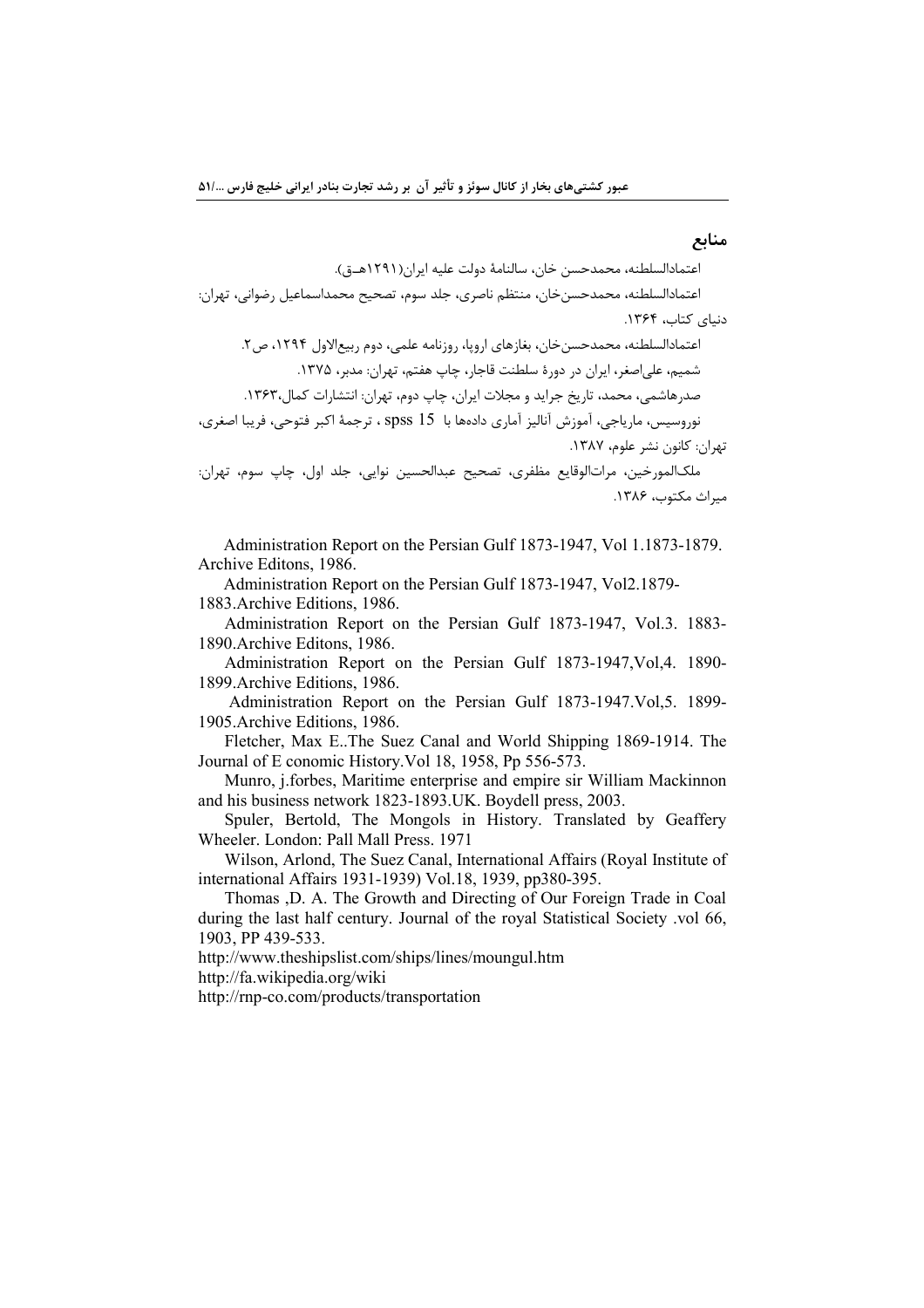## منابع

اعتمادالسلطنه، محمدحسن خان، سالنامهٔ دولت علیه ایران(۱۲۹۱هـق).

اعتمادالسلطنه، محمدحسن‌خان، منتظم ناصری، جلد سوم، تصحیح محمداسماعیل رضوانی، تهران: دنیای کتاب، ۱۳۶۴.

اعتمادالسلطنه، محمدحسن‌خان، بغازهای اروپا، روزنامه علمی، دوم ربیع‌الاول ۱۲۹۴، ص۲.

شمیم، علی‌اصغر، ایران در دورهٔ سلطنت قاجار، چاپ هفتم، تهران: مدبر، ۱۳۷۵.

صدرهاشمی، محمد، تاریخ جراید و مجلات ایران، چاپ دوم، تهران: انتشارات کمال،۱۳۶۳.

نوروسیس، ماریاجی، آموزش آنالیز آماری داده‌ها با spss 15 ، ترجمهٔ اکبر فتوحی، فریبا اصغری، تهران: کانون نشر علوم، ۱۳۸۷.

ملک‌المورخین، مرات‌الوقایع مظفری، تصحیح عبدالحسین نوایی، جلد اول، چاپ سوم، تهران: میراث مکتوب، ۱۳۸۶.

Administration Report on the Persian Gulf 1873-1947, Vol 1.1873-1879. Archive Editons, 1986.

Administration Report on the Persian Gulf 1873-1947, Vol2.1879-1883.Archive Editions, 1986.

Administration Report on the Persian Gulf 1873-1947, Vol.3. 1883-1890.Archive Editons, 1986.

Administration Report on the Persian Gulf 1873-1947,Vol,4. 1890-1899.Archive Editions, 1986.

Administration Report on the Persian Gulf 1873-1947.Vol,5. 1899-1905.Archive Editions, 1986.

Fletcher, Max E..The Suez Canal and World Shipping 1869-1914. The Journal of E conomic History.Vol 18, 1958, Pp 556-573.

Munro, j.forbes, Maritime enterprise and empire sir William Mackinnon and his business network 1823-1893.UK. Boydell press, 2003.

Spuler, Bertold, The Mongols in History. Translated by Geaffery Wheeler. London: Pall Mall Press. 1971

Wilson, Arlond, The Suez Canal, International Affairs (Royal Institute of international Affairs 1931-1939) Vol.18, 1939, pp380-395.

Thomas ,D. A. The Growth and Directing of Our Foreign Trade in Coal during the last half century. Journal of the royal Statistical Society .vol 66, 1903, PP 439-533.

http://www.theshipslist.com/ships/lines/moungul.htm

http://fa.wikipedia.org/wiki

http://rnp-co.com/products/transportation